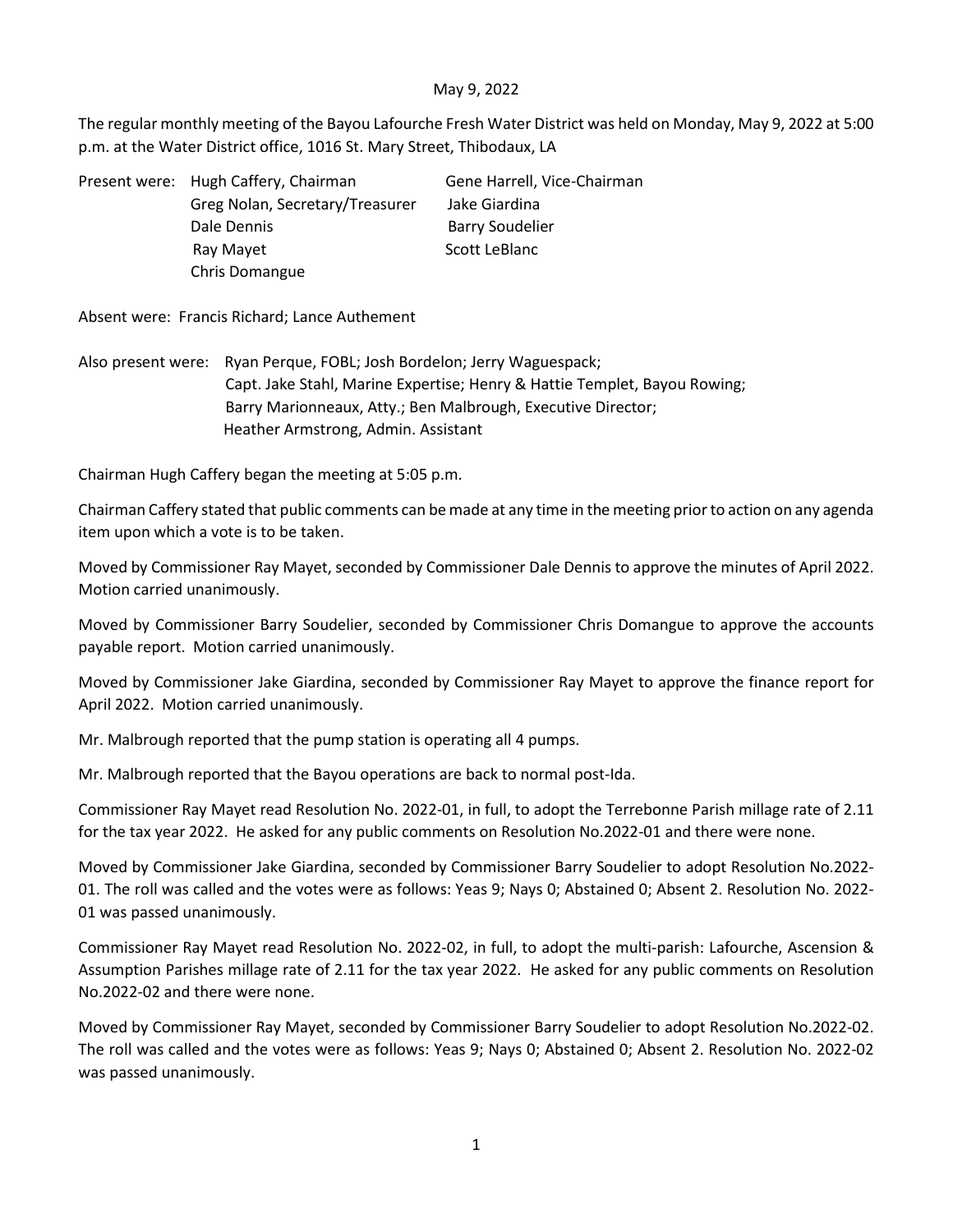May 9, 2022

The regular monthly meeting of the Bayou Lafourche Fresh Water District was held on Monday, May 9, 2022 at 5:00 p.m. at the Water District office, 1016 St. Mary Street, Thibodaux, LA

Present were: Hugh Caffery, Chairman; Gene Harrell, Vice-Chairman; Greg Nolan, Secretary/Treasurer; Jake Giardina; Dale Dennis; Barry Soudelier; Ray Mayet; Scott LeBlanc; Chris Domangue

Absent were: Francis Richard; Lance Authement

Also present were: Ryan Perque, FOBL; Josh Bordelon; Jerry Waguespack; Capt. Jake Stahl, Marine Expertise; Henry & Hattie Templet, Bayou Rowing; Barry Marionneaux, Atty.; Ben Malbrough, Executive Director; Heather Armstrong, Admin. Assistant

Chairman Hugh Caffery began the meeting at 5:05 p.m.

Chairman Caffery stated that public comments can be made at any time in the meeting prior to action on any agenda item upon which a vote is to be taken.

Moved by Commissioner Ray Mayet, seconded by Commissioner Dale Dennis to approve the minutes of April 2022. Motion carried unanimously.

Moved by Commissioner Barry Soudelier, seconded by Commissioner Chris Domangue to approve the accounts payable report. Motion carried unanimously.

Moved by Commissioner Jake Giardina, seconded by Commissioner Ray Mayet to approve the finance report for April 2022. Motion carried unanimously.

Mr. Malbrough reported that the pump station is operating all 4 pumps.

Mr. Malbrough reported that the Bayou operations are back to normal post-Ida.

Commissioner Ray Mayet read Resolution No. 2022-01, in full, to adopt the Terrebonne Parish millage rate of 2.11 for the tax year 2022. He asked for any public comments on Resolution No.2022-01 and there were none.

Moved by Commissioner Jake Giardina, seconded by Commissioner Barry Soudelier to adopt Resolution No.2022-01. The roll was called and the votes were as follows: Yeas 9; Nays 0; Abstained 0; Absent 2. Resolution No. 2022-01 was passed unanimously.

Commissioner Ray Mayet read Resolution No. 2022-02, in full, to adopt the multi-parish: Lafourche, Ascension & Assumption Parishes millage rate of 2.11 for the tax year 2022. He asked for any public comments on Resolution No.2022-02 and there were none.

Moved by Commissioner Ray Mayet, seconded by Commissioner Barry Soudelier to adopt Resolution No.2022-02. The roll was called and the votes were as follows: Yeas 9; Nays 0; Abstained 0; Absent 2. Resolution No. 2022-02 was passed unanimously.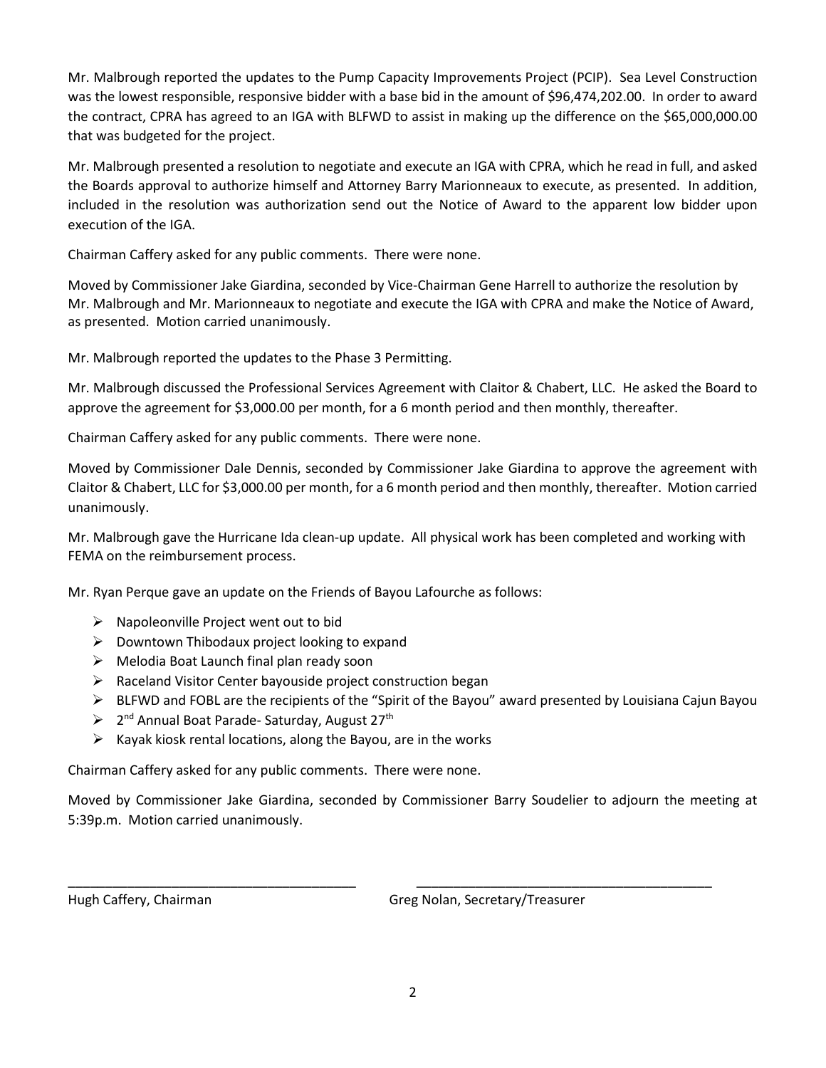Mr. Malbrough reported the updates to the Pump Capacity Improvements Project (PCIP). Sea Level Construction was the lowest responsible, responsive bidder with a base bid in the amount of $96,474,202.00. In order to award the contract, CPRA has agreed to an IGA with BLFWD to assist in making up the difference on the $65,000,000.00 that was budgeted for the project.

Mr. Malbrough presented a resolution to negotiate and execute an IGA with CPRA, which he read in full, and asked the Boards approval to authorize himself and Attorney Barry Marionneaux to execute, as presented. In addition, included in the resolution was authorization send out the Notice of Award to the apparent low bidder upon execution of the IGA.

Chairman Caffery asked for any public comments. There were none.

Moved by Commissioner Jake Giardina, seconded by Vice-Chairman Gene Harrell to authorize the resolution by Mr. Malbrough and Mr. Marionneaux to negotiate and execute the IGA with CPRA and make the Notice of Award, as presented. Motion carried unanimously.

Mr. Malbrough reported the updates to the Phase 3 Permitting.

Mr. Malbrough discussed the Professional Services Agreement with Claitor & Chabert, LLC. He asked the Board to approve the agreement for $3,000.00 per month, for a 6 month period and then monthly, thereafter.

Chairman Caffery asked for any public comments. There were none.

Moved by Commissioner Dale Dennis, seconded by Commissioner Jake Giardina to approve the agreement with Claitor & Chabert, LLC for $3,000.00 per month, for a 6 month period and then monthly, thereafter. Motion carried unanimously.

Mr. Malbrough gave the Hurricane Ida clean-up update. All physical work has been completed and working with FEMA on the reimbursement process.

Mr. Ryan Perque gave an update on the Friends of Bayou Lafourche as follows:

- Napoleonville Project went out to bid
- Downtown Thibodaux project looking to expand
- Melodia Boat Launch final plan ready soon
- Raceland Visitor Center bayouside project construction began
- BLFWD and FOBL are the recipients of the "Spirit of the Bayou" award presented by Louisiana Cajun Bayou
- 2nd Annual Boat Parade- Saturday, August 27th
- Kayak kiosk rental locations, along the Bayou, are in the works

Chairman Caffery asked for any public comments. There were none.

Moved by Commissioner Jake Giardina, seconded by Commissioner Barry Soudelier to adjourn the meeting at 5:39p.m. Motion carried unanimously.

\_\_\_\_\_\_\_\_\_\_\_\_\_\_\_\_\_\_\_\_\_\_\_\_\_\_\_\_\_\_\_\_\_\_\_\_\_\_\_\_

Hugh Caffery, Chairman

\_\_\_\_\_\_\_\_\_\_\_\_\_\_\_\_\_\_\_\_\_\_\_\_\_\_\_\_\_\_\_\_\_\_\_\_\_\_\_\_

Greg Nolan, Secretary/Treasurer